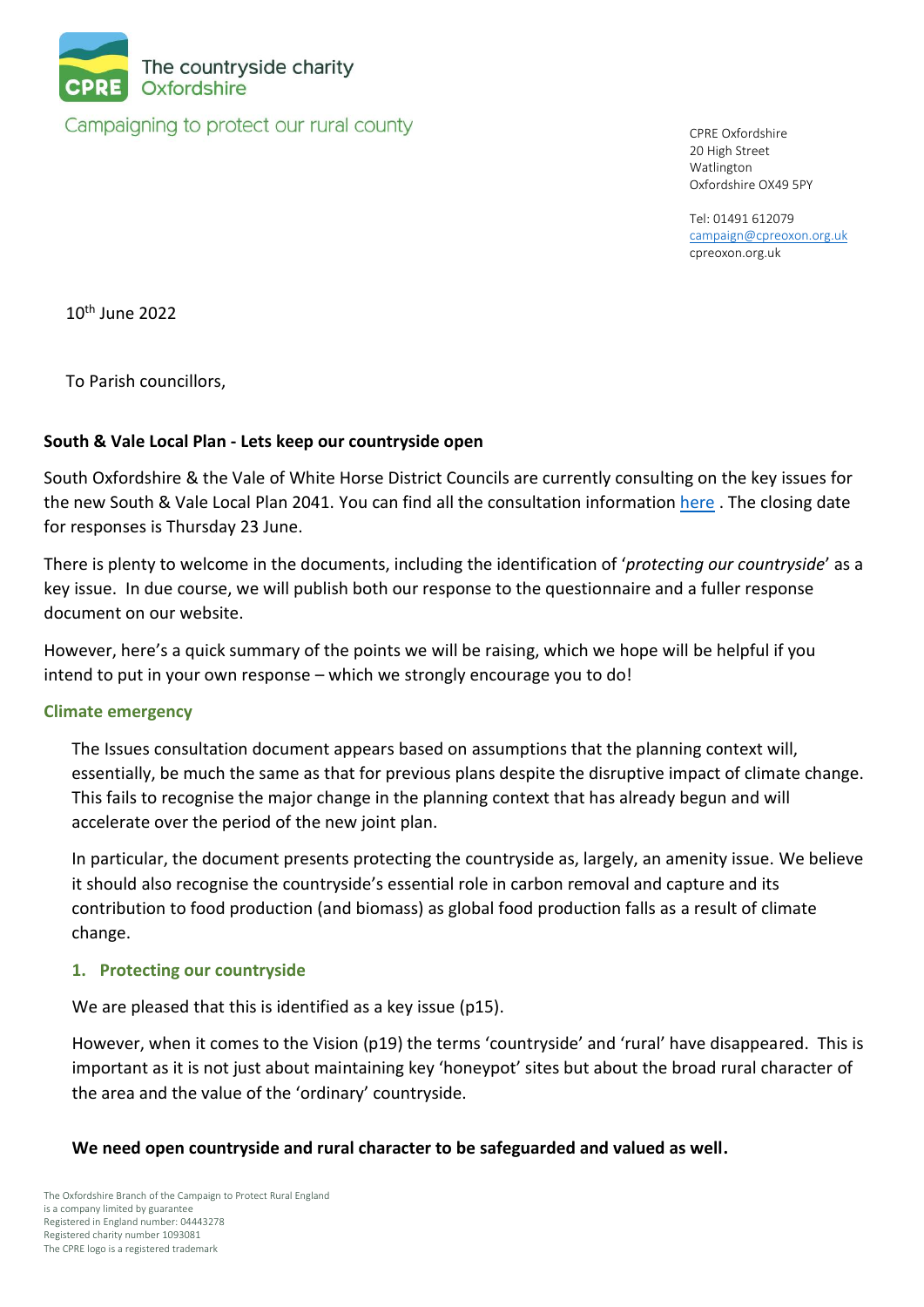The countryside charity
Oxfordshire

Campaigning to protect our rural county

CPRE Oxfordshire
20 High Street
Watlington
Oxfordshire OX49 5PY

Tel: 01491 612079
campaign@cpreoxon.org.uk
cpreoxon.org.uk

10th June 2022

To Parish councillors,

**South & Vale Local Plan - Lets keep our countryside open**

South Oxfordshire & the Vale of White Horse District Councils are currently consulting on the key issues for the new South & Vale Local Plan 2041. You can find all the consultation information here . The closing date for responses is Thursday 23 June.

There is plenty to welcome in the documents, including the identification of '*protecting our countryside*' as a key issue. In due course, we will publish both our response to the questionnaire and a fuller response document on our website.

However, here's a quick summary of the points we will be raising, which we hope will be helpful if you intend to put in your own response – which we strongly encourage you to do!

## Climate emergency

The Issues consultation document appears based on assumptions that the planning context will, essentially, be much the same as that for previous plans despite the disruptive impact of climate change. This fails to recognise the major change in the planning context that has already begun and will accelerate over the period of the new joint plan.

In particular, the document presents protecting the countryside as, largely, an amenity issue. We believe it should also recognise the countryside's essential role in carbon removal and capture and its contribution to food production (and biomass) as global food production falls as a result of climate change.

## 1. Protecting our countryside

We are pleased that this is identified as a key issue (p15).

However, when it comes to the Vision (p19) the terms 'countryside' and 'rural' have disappeared. This is important as it is not just about maintaining key 'honeypot' sites but about the broad rural character of the area and the value of the 'ordinary' countryside.

**We need open countryside and rural character to be safeguarded and valued as well.**

The Oxfordshire Branch of the Campaign to Protect Rural England
is a company limited by guarantee
Registered in England number: 04443278
Registered charity number 1093081
The CPRE logo is a registered trademark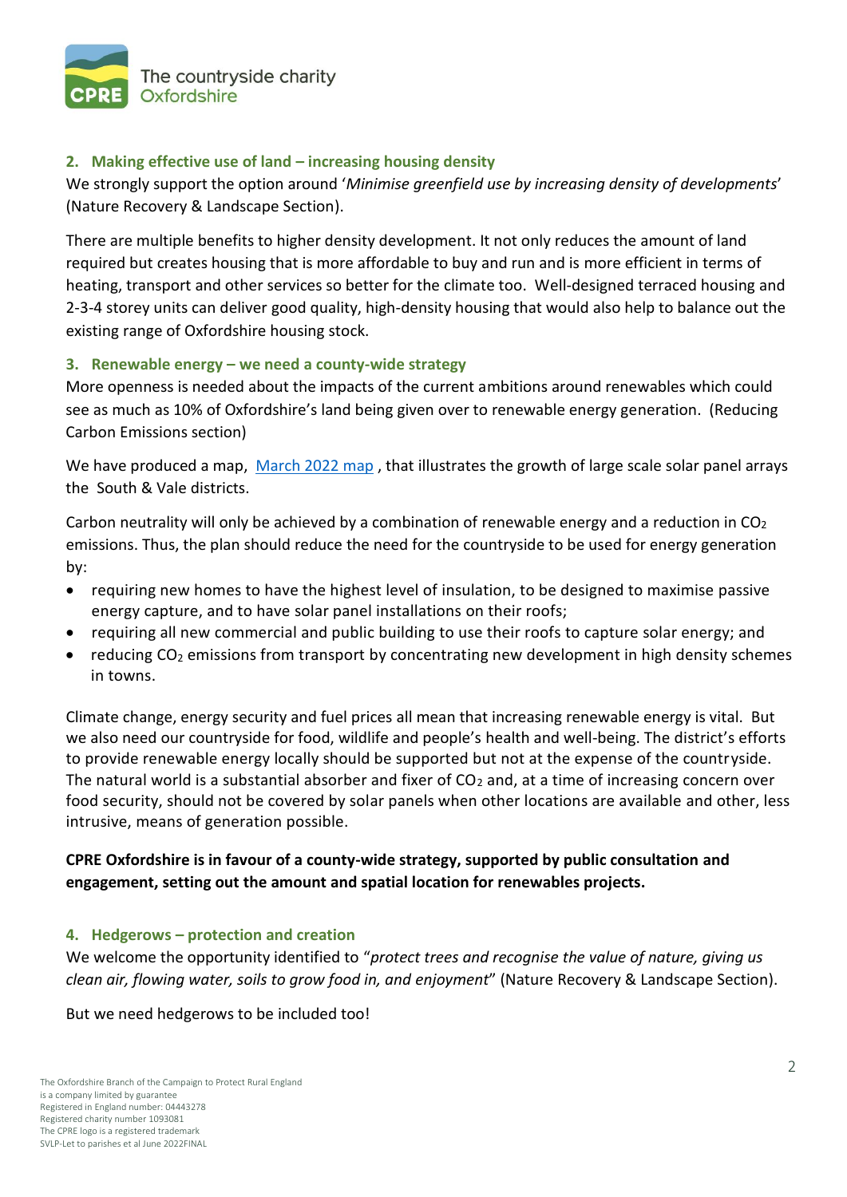## 2. Making effective use of land – increasing housing density

We strongly support the option around '*Minimise greenfield use by increasing density of developments*' (Nature Recovery & Landscape Section).

There are multiple benefits to higher density development. It not only reduces the amount of land required but creates housing that is more affordable to buy and run and is more efficient in terms of heating, transport and other services so better for the climate too. Well-designed terraced housing and 2-3-4 storey units can deliver good quality, high-density housing that would also help to balance out the existing range of Oxfordshire housing stock.

## 3. Renewable energy – we need a county-wide strategy

More openness is needed about the impacts of the current ambitions around renewables which could see as much as 10% of Oxfordshire's land being given over to renewable energy generation. (Reducing Carbon Emissions section)

We have produced a map, March 2022 map , that illustrates the growth of large scale solar panel arrays the South & Vale districts.

Carbon neutrality will only be achieved by a combination of renewable energy and a reduction in $CO_2$ emissions. Thus, the plan should reduce the need for the countryside to be used for energy generation by:

- requiring new homes to have the highest level of insulation, to be designed to maximise passive energy capture, and to have solar panel installations on their roofs;
- requiring all new commercial and public building to use their roofs to capture solar energy; and
- reducing $CO_2$ emissions from transport by concentrating new development in high density schemes in towns.

Climate change, energy security and fuel prices all mean that increasing renewable energy is vital. But we also need our countryside for food, wildlife and people's health and well-being. The district's efforts to provide renewable energy locally should be supported but not at the expense of the countryside. The natural world is a substantial absorber and fixer of $CO_2$ and, at a time of increasing concern over food security, should not be covered by solar panels when other locations are available and other, less intrusive, means of generation possible.

**CPRE Oxfordshire is in favour of a county-wide strategy, supported by public consultation and engagement, setting out the amount and spatial location for renewables projects.**

## 4. Hedgerows – protection and creation

We welcome the opportunity identified to "*protect trees and recognise the value of nature, giving us clean air, flowing water, soils to grow food in, and enjoyment*" (Nature Recovery & Landscape Section).

But we need hedgerows to be included too!

The Oxfordshire Branch of the Campaign to Protect Rural England
is a company limited by guarantee
Registered in England number: 04443278
Registered charity number 1093081
The CPRE logo is a registered trademark
SVLP-Let to parishes et al June 2022FINAL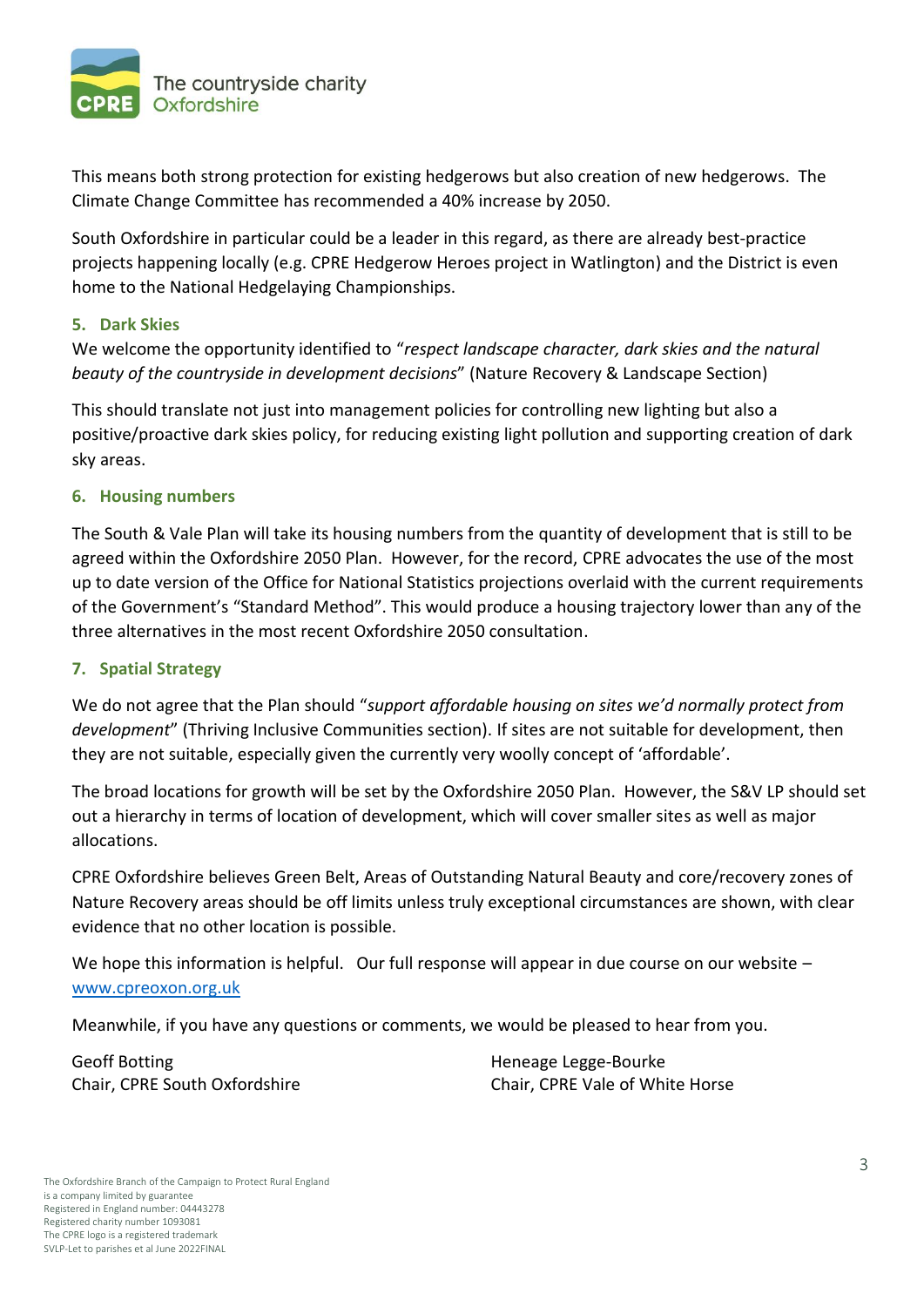This means both strong protection for existing hedgerows but also creation of new hedgerows. The Climate Change Committee has recommended a 40% increase by 2050.

South Oxfordshire in particular could be a leader in this regard, as there are already best-practice projects happening locally (e.g. CPRE Hedgerow Heroes project in Watlington) and the District is even home to the National Hedgelaying Championships.

### 5. Dark Skies

We welcome the opportunity identified to "*respect landscape character, dark skies and the natural beauty of the countryside in development decisions*" (Nature Recovery & Landscape Section)

This should translate not just into management policies for controlling new lighting but also a positive/proactive dark skies policy, for reducing existing light pollution and supporting creation of dark sky areas.

### 6. Housing numbers

The South & Vale Plan will take its housing numbers from the quantity of development that is still to be agreed within the Oxfordshire 2050 Plan. However, for the record, CPRE advocates the use of the most up to date version of the Office for National Statistics projections overlaid with the current requirements of the Government's "Standard Method". This would produce a housing trajectory lower than any of the three alternatives in the most recent Oxfordshire 2050 consultation.

### 7. Spatial Strategy

We do not agree that the Plan should "*support affordable housing on sites we'd normally protect from development*" (Thriving Inclusive Communities section). If sites are not suitable for development, then they are not suitable, especially given the currently very woolly concept of 'affordable'.

The broad locations for growth will be set by the Oxfordshire 2050 Plan. However, the S&V LP should set out a hierarchy in terms of location of development, which will cover smaller sites as well as major allocations.

CPRE Oxfordshire believes Green Belt, Areas of Outstanding Natural Beauty and core/recovery zones of Nature Recovery areas should be off limits unless truly exceptional circumstances are shown, with clear evidence that no other location is possible.

We hope this information is helpful. Our full response will appear in due course on our website – [www.cpreoxon.org.uk](http://www.cpreoxon.org.uk)

Meanwhile, if you have any questions or comments, we would be pleased to hear from you.

Geoff Botting
Chair, CPRE South Oxfordshire

Heneage Legge-Bourke
Chair, CPRE Vale of White Horse

The Oxfordshire Branch of the Campaign to Protect Rural England
is a company limited by guarantee
Registered in England number: 04443278
Registered charity number 1093081
The CPRE logo is a registered trademark
SVLP-Let to parishes et al June 2022FINAL